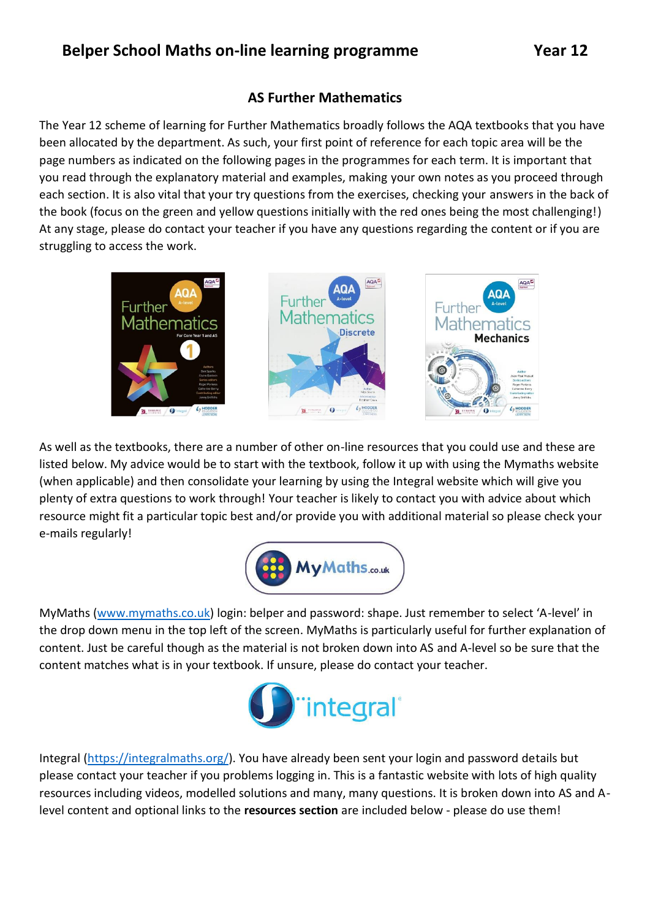# Belper School Maths on-line learning programme Year 12

## AS Further Mathematics

The Year 12 scheme of learning for Further Mathematics broadly follows the AQA textbooks that you have been allocated by the department. As such, your first point of reference for each topic area will be the page numbers as indicated on the following pages in the programmes for each term. It is important that you read through the explanatory material and examples, making your own notes as you proceed through each section. It is also vital that your try questions from the exercises, checking your answers in the back of the book (focus on the green and yellow questions initially with the red ones being the most challenging!) At any stage, please do contact your teacher if you have any questions regarding the content or if you are struggling to access the work.

As well as the textbooks, there are a number of other on-line resources that you could use and these are listed below. My advice would be to start with the textbook, follow it up with using the Mymaths website (when applicable) and then consolidate your learning by using the Integral website which will give you plenty of extra questions to work through! Your teacher is likely to contact you with advice about which resource might fit a particular topic best and/or provide you with additional material so please check your e-mails regularly!

MyMaths (www.mymaths.co.uk) login: belper and password: shape. Just remember to select 'A-level' in the drop down menu in the top left of the screen. MyMaths is particularly useful for further explanation of content. Just be careful though as the material is not broken down into AS and A-level so be sure that the content matches what is in your textbook. If unsure, please do contact your teacher.

Integral (https://integralmaths.org/). You have already been sent your login and password details but please contact your teacher if you problems logging in. This is a fantastic website with lots of high quality resources including videos, modelled solutions and many, many questions. It is broken down into AS and A-level content and optional links to the **resources section** are included below - please do use them!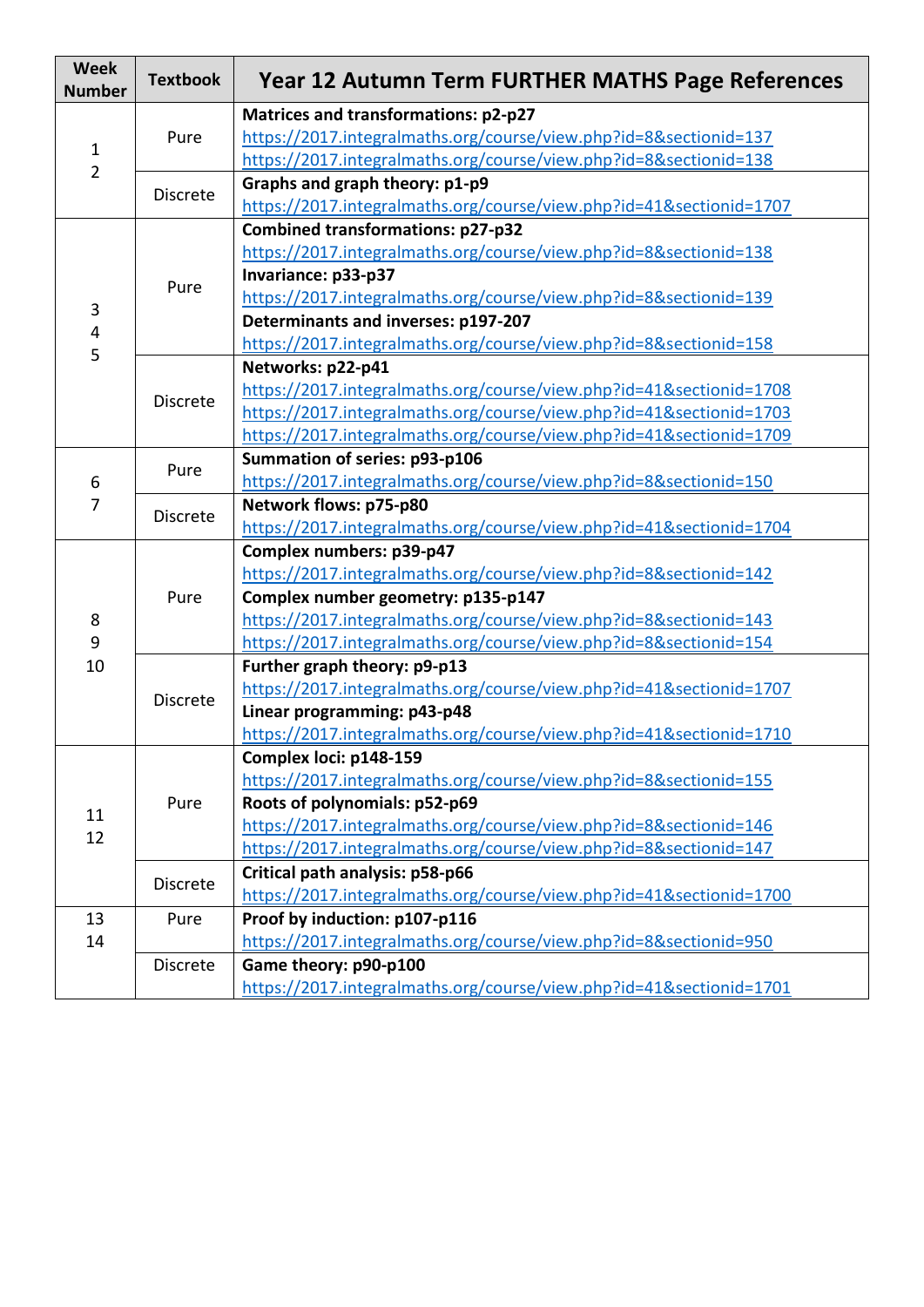| Week Number | Textbook | Year 12 Autumn Term FURTHER MATHS Page References |
| --- | --- | --- |
| 1<br>2 | Pure | **Matrices and transformations: p2-p27**<br>https://2017.integralmaths.org/course/view.php?id=8&sectionid=137<br>https://2017.integralmaths.org/course/view.php?id=8&sectionid=138 |
| | Discrete | **Graphs and graph theory: p1-p9**<br>https://2017.integralmaths.org/course/view.php?id=41&sectionid=1707 |
| 3<br>4<br>5 | Pure | **Combined transformations: p27-p32**<br>https://2017.integralmaths.org/course/view.php?id=8&sectionid=138<br>**Invariance: p33-p37**<br>https://2017.integralmaths.org/course/view.php?id=8&sectionid=139<br>**Determinants and inverses: p197-207**<br>https://2017.integralmaths.org/course/view.php?id=8&sectionid=158 |
| | Discrete | **Networks: p22-p41**<br>https://2017.integralmaths.org/course/view.php?id=41&sectionid=1708<br>https://2017.integralmaths.org/course/view.php?id=41&sectionid=1703<br>https://2017.integralmaths.org/course/view.php?id=41&sectionid=1709 |
| 6<br>7 | Pure | **Summation of series: p93-p106**<br>https://2017.integralmaths.org/course/view.php?id=8&sectionid=150 |
| | Discrete | **Network flows: p75-p80**<br>https://2017.integralmaths.org/course/view.php?id=41&sectionid=1704 |
| 8<br>9<br>10 | Pure | **Complex numbers: p39-p47**<br>https://2017.integralmaths.org/course/view.php?id=8&sectionid=142<br>**Complex number geometry: p135-p147**<br>https://2017.integralmaths.org/course/view.php?id=8&sectionid=143<br>https://2017.integralmaths.org/course/view.php?id=8&sectionid=154 |
| | Discrete | **Further graph theory: p9-p13**<br>https://2017.integralmaths.org/course/view.php?id=41&sectionid=1707<br>**Linear programming: p43-p48**<br>https://2017.integralmaths.org/course/view.php?id=41&sectionid=1710 |
| 11<br>12 | Pure | **Complex loci: p148-159**<br>https://2017.integralmaths.org/course/view.php?id=8&sectionid=155<br>**Roots of polynomials: p52-p69**<br>https://2017.integralmaths.org/course/view.php?id=8&sectionid=146<br>https://2017.integralmaths.org/course/view.php?id=8&sectionid=147 |
| | Discrete | **Critical path analysis: p58-p66**<br>https://2017.integralmaths.org/course/view.php?id=41&sectionid=1700 |
| 13<br>14 | Pure | **Proof by induction: p107-p116**<br>https://2017.integralmaths.org/course/view.php?id=8&sectionid=950 |
| | Discrete | **Game theory: p90-p100**<br>https://2017.integralmaths.org/course/view.php?id=41&sectionid=1701 |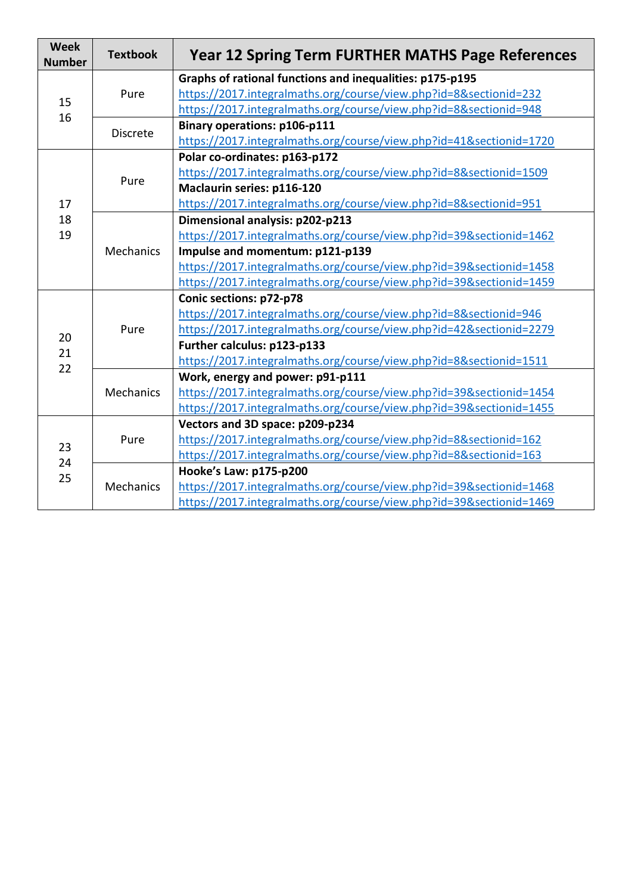| Week Number | Textbook | Year 12 Spring Term FURTHER MATHS Page References |
|---|---|---|
| 15<br>16 | Pure | **Graphs of rational functions and inequalities: p175-p195**<br>https://2017.integralmaths.org/course/view.php?id=8&sectionid=232<br>https://2017.integralmaths.org/course/view.php?id=8&sectionid=948 |
| | Discrete | **Binary operations: p106-p111**<br>https://2017.integralmaths.org/course/view.php?id=41&sectionid=1720 |
| 17<br>18<br>19 | Pure | **Polar co-ordinates: p163-p172**<br>https://2017.integralmaths.org/course/view.php?id=8&sectionid=1509<br>**Maclaurin series: p116-120**<br>https://2017.integralmaths.org/course/view.php?id=8&sectionid=951 |
| | Mechanics | **Dimensional analysis: p202-p213**<br>https://2017.integralmaths.org/course/view.php?id=39&sectionid=1462<br>**Impulse and momentum: p121-p139**<br>https://2017.integralmaths.org/course/view.php?id=39&sectionid=1458<br>https://2017.integralmaths.org/course/view.php?id=39&sectionid=1459 |
| 20<br>21<br>22 | Pure | **Conic sections: p72-p78**<br>https://2017.integralmaths.org/course/view.php?id=8&sectionid=946<br>https://2017.integralmaths.org/course/view.php?id=42&sectionid=2279<br>**Further calculus: p123-p133**<br>https://2017.integralmaths.org/course/view.php?id=8&sectionid=1511 |
| | Mechanics | **Work, energy and power: p91-p111**<br>https://2017.integralmaths.org/course/view.php?id=39&sectionid=1454<br>https://2017.integralmaths.org/course/view.php?id=39&sectionid=1455 |
| 23<br>24<br>25 | Pure | **Vectors and 3D space: p209-p234**<br>https://2017.integralmaths.org/course/view.php?id=8&sectionid=162<br>https://2017.integralmaths.org/course/view.php?id=8&sectionid=163 |
| | Mechanics | **Hooke's Law: p175-p200**<br>https://2017.integralmaths.org/course/view.php?id=39&sectionid=1468<br>https://2017.integralmaths.org/course/view.php?id=39&sectionid=1469 |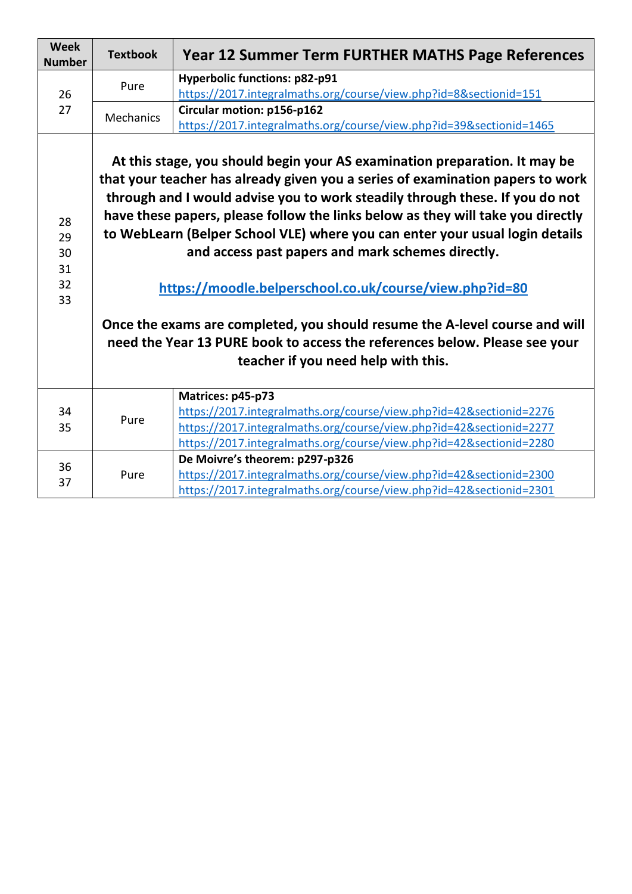| Week Number | Textbook | Year 12 Summer Term FURTHER MATHS Page References |
|---|---|---|
| 26<br>27 | Pure | **Hyperbolic functions: p82-p91**<br>https://2017.integralmaths.org/course/view.php?id=8&sectionid=151 |
| | Mechanics | **Circular motion: p156-p162**<br>https://2017.integralmaths.org/course/view.php?id=39&sectionid=1465 |
| 28<br>29<br>30<br>31<br>32<br>33 | **At this stage, you should begin your AS examination preparation. It may be that your teacher has already given you a series of examination papers to work through and I would advise you to work steadily through these. If you do not have these papers, please follow the links below as they will take you directly to WebLearn (Belper School VLE) where you can enter your usual login details and access past papers and mark schemes directly.**<br><br>**https://moodle.belperschool.co.uk/course/view.php?id=80**<br><br>**Once the exams are completed, you should resume the A-level course and will need the Year 13 PURE book to access the references below. Please see your teacher if you need help with this.** | |
| 34<br>35 | Pure | **Matrices: p45-p73**<br>https://2017.integralmaths.org/course/view.php?id=42&sectionid=2276<br>https://2017.integralmaths.org/course/view.php?id=42&sectionid=2277<br>https://2017.integralmaths.org/course/view.php?id=42&sectionid=2280 |
| 36<br>37 | Pure | **De Moivre's theorem: p297-p326**<br>https://2017.integralmaths.org/course/view.php?id=42&sectionid=2300<br>https://2017.integralmaths.org/course/view.php?id=42&sectionid=2301 |